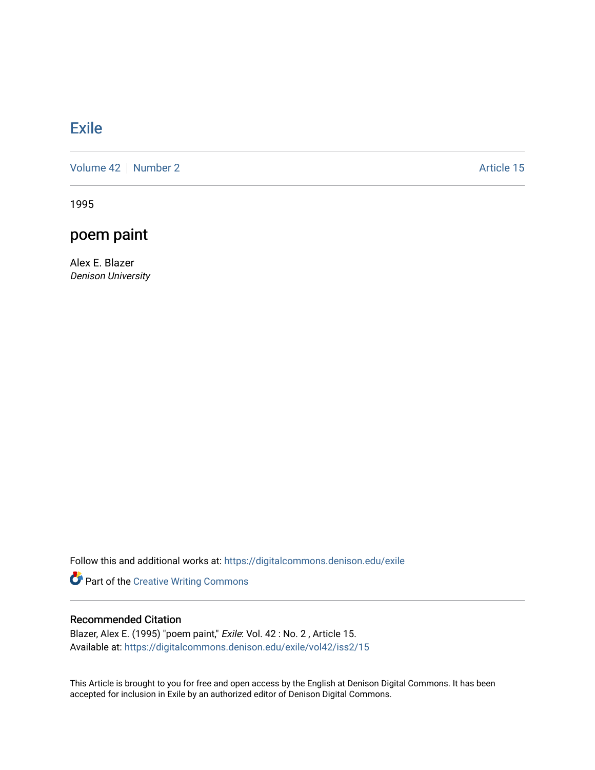# Exile

Volume 42 | Number 2 | Article 15

1995

## poem paint

Alex E. Blazer
*Denison University*

Follow this and additional works at: https://digitalcommons.denison.edu/exile

Part of the Creative Writing Commons

### Recommended Citation

Blazer, Alex E. (1995) "poem paint," *Exile*: Vol. 42 : No. 2 , Article 15.
Available at: https://digitalcommons.denison.edu/exile/vol42/iss2/15

This Article is brought to you for free and open access by the English at Denison Digital Commons. It has been accepted for inclusion in Exile by an authorized editor of Denison Digital Commons.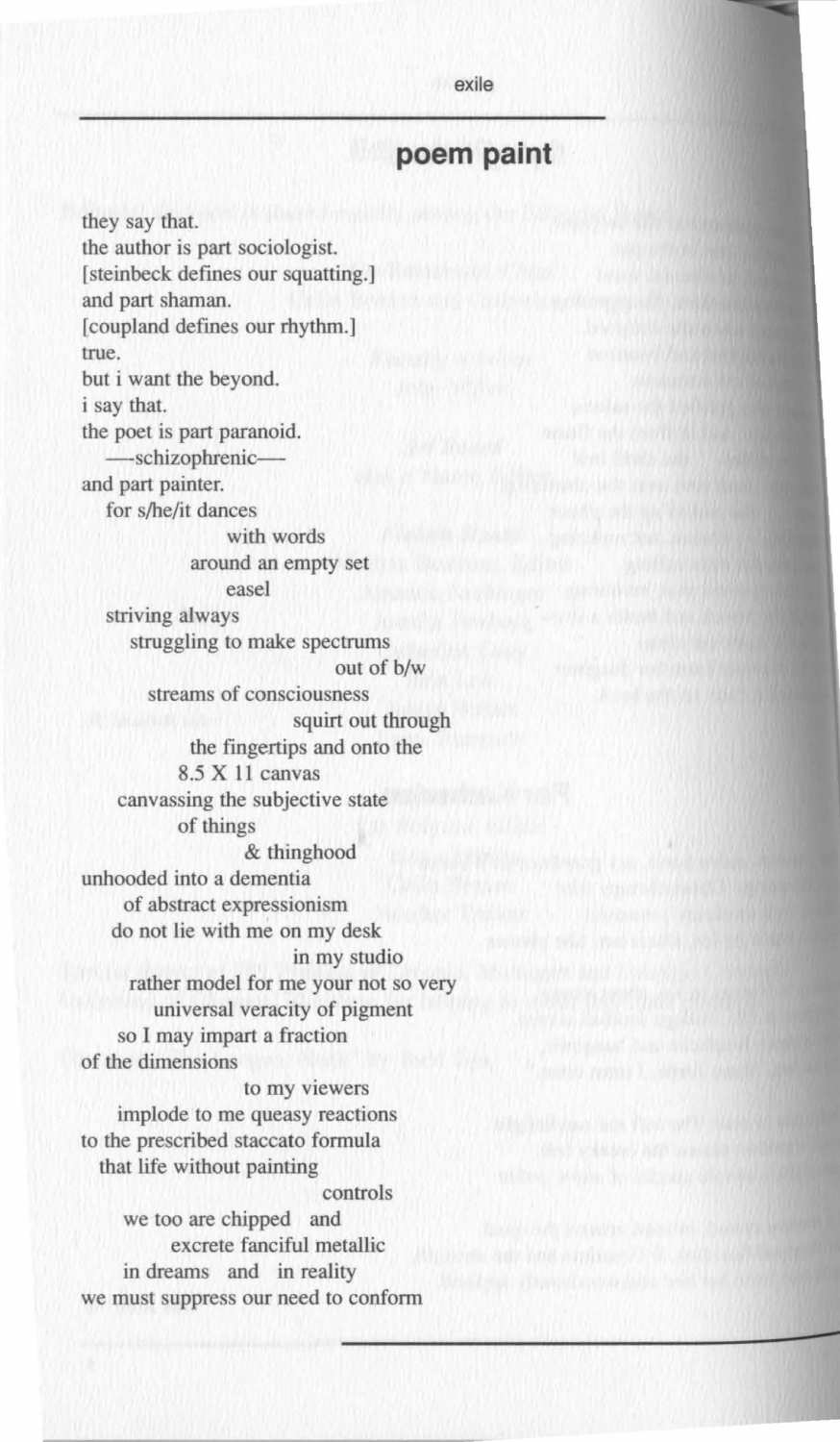## poem paint

they say that.  
the author is part sociologist.  
[steinbeck defines our squatting.]  
and part shaman.  
[coupland defines our rhythm.]  
true.  
but i want the beyond.  
i say that.  
the poet is part paranoid.  
—schizophrenic—  
and part painter.  
for s/he/it dances  
with words  
around an empty set  
easel  
striving always  
struggling to make spectrums  
out of b/w  
streams of consciousness  
squirt out through  
the fingertips and onto the  
8.5 X 11 canvas  
canvassing the subjective state  
of things  
& thinghood  
unhooded into a dementia  
of abstract expressionism  
do not lie with me on my desk  
in my studio  
rather model for me your not so very  
universal veracity of pigment  
so I may impart a fraction  
of the dimensions  
to my viewers  
implode to me queasy reactions  
to the prescribed staccato formula  
that life without painting  
controls  
we too are chipped and  
excrete fanciful metallic  
in dreams and in reality  
we must suppress our need to conform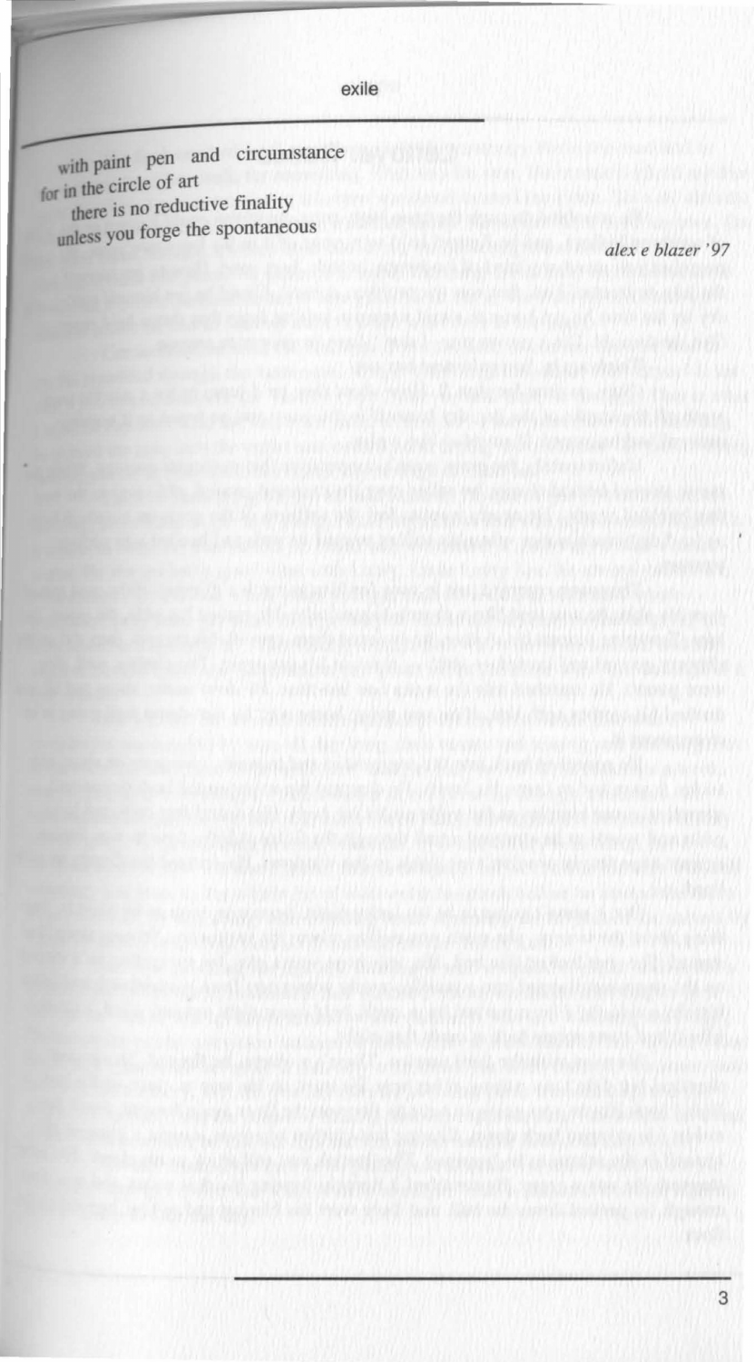exile

with paint pen and circumstance
for in the circle of art
there is no reductive finality
unless you forge the spontaneous

*alex e blazer '97*